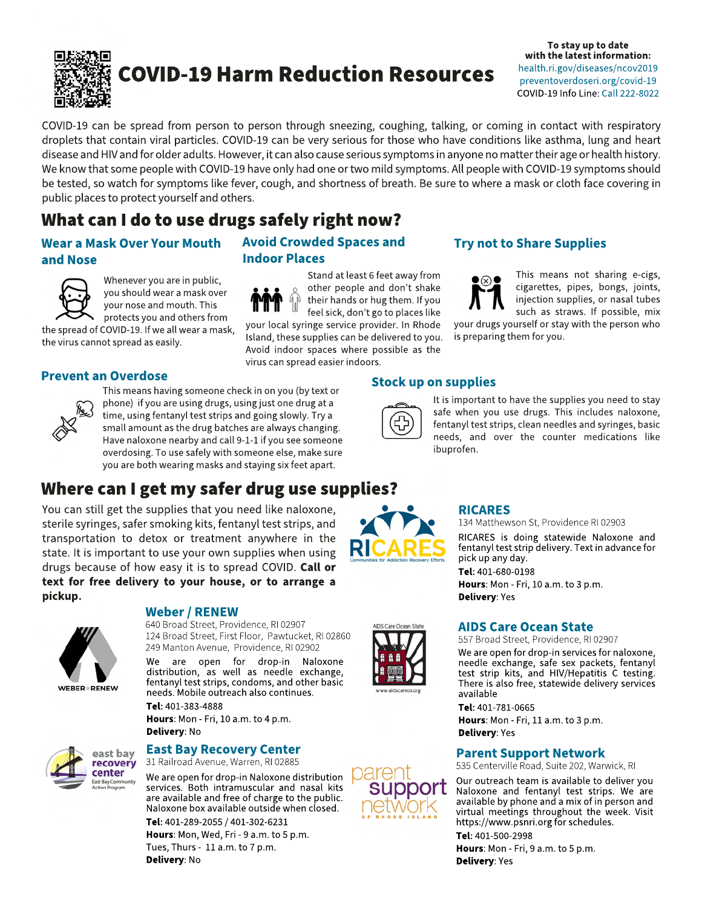# COVID-19 Harm Reduction Resources

**To stay up to date with the latest information:**
health.ri.gov/diseases/ncov2019
preventoverdoseri.org/covid-19
COVID-19 Info Line: Call 222-8022

COVID-19 can be spread from person to person through sneezing, coughing, talking, or coming in contact with respiratory droplets that contain viral particles. COVID-19 can be very serious for those who have conditions like asthma, lung and heart disease and HIV and for older adults. However, it can also cause serious symptoms in anyone no matter their age or health history. We know that some people with COVID-19 have only had one or two mild symptoms. All people with COVID-19 symptoms should be tested, so watch for symptoms like fever, cough, and shortness of breath. Be sure to where a mask or cloth face covering in public places to protect yourself and others.

## What can I do to use drugs safely right now?

### Wear a Mask Over Your Mouth and Nose

Whenever you are in public, you should wear a mask over your nose and mouth. This protects you and others from the spread of COVID-19. If we all wear a mask, the virus cannot spread as easily.

### Avoid Crowded Spaces and Indoor Places

Stand at least 6 feet away from other people and don't shake their hands or hug them. If you feel sick, don't go to places like your local syringe service provider. In Rhode Island, these supplies can be delivered to you. Avoid indoor spaces where possible as the virus can spread easier indoors.

### Try not to Share Supplies

This means not sharing e-cigs, cigarettes, pipes, bongs, joints, injection supplies, or nasal tubes such as straws. If possible, mix your drugs yourself or stay with the person who is preparing them for you.

### Prevent an Overdose

This means having someone check in on you (by text or phone) if you are using drugs, using just one drug at a time, using fentanyl test strips and going slowly. Try a small amount as the drug batches are always changing. Have naloxone nearby and call 9-1-1 if you see someone overdosing. To use safely with someone else, make sure you are both wearing masks and staying six feet apart.

### Stock up on supplies

It is important to have the supplies you need to stay safe when you use drugs. This includes naloxone, fentanyl test strips, clean needles and syringes, basic needs, and over the counter medications like ibuprofen.

## Where can I get my safer drug use supplies?

You can still get the supplies that you need like naloxone, sterile syringes, safer smoking kits, fentanyl test strips, and transportation to detox or treatment anywhere in the state. It is important to use your own supplies when using drugs because of how easy it is to spread COVID. **Call or text for free delivery to your house, or to arrange a pickup.**

### RICARES

134 Matthewson St, Providence RI 02903

RICARES is doing statewide Naloxone and fentanyl test strip delivery. Text in advance for pick up any day.

**Tel**: 401-680-0198
**Hours**: Mon - Fri, 10 a.m. to 3 p.m.
**Delivery**: Yes

### Weber / RENEW

640 Broad Street, Providence, RI 02907
124 Broad Street, First Floor, Pawtucket, RI 02860
249 Manton Avenue, Providence, RI 02902

We are open for drop-in Naloxone distribution, as well as needle exchange, fentanyl test strips, condoms, and other basic needs. Mobile outreach also continues.

**Tel**: 401-383-4888
**Hours**: Mon - Fri, 10 a.m. to 4 p.m.
**Delivery**: No

### AIDS Care Ocean State

557 Broad Street, Providence, RI 02907

We are open for drop-in services for naloxone, needle exchange, safe sex packets, fentanyl test strip kits, and HIV/Hepatitis C testing. There is also free, statewide delivery services available

**Tel**: 401-781-0665
**Hours**: Mon - Fri, 11 a.m. to 3 p.m.
**Delivery**: Yes

### East Bay Recovery Center

31 Railroad Avenue, Warren, RI 02885

We are open for drop-in Naloxone distribution services. Both intramuscular and nasal kits are available and free of charge to the public. Naloxone box available outside when closed.

**Tel**: 401-289-2055 / 401-302-6231
**Hours**: Mon, Wed, Fri - 9 a.m. to 5 p.m.
Tues, Thurs - 11 a.m. to 7 p.m.
**Delivery**: No

### Parent Support Network

535 Centerville Road, Suite 202, Warwick, RI

Our outreach team is available to deliver you Naloxone and fentanyl test strips. We are available by phone and a mix of in person and virtual meetings throughout the week. Visit https://www.psnri.org for schedules.

**Tel**: 401-500-2998
**Hours**: Mon - Fri, 9 a.m. to 5 p.m.
**Delivery**: Yes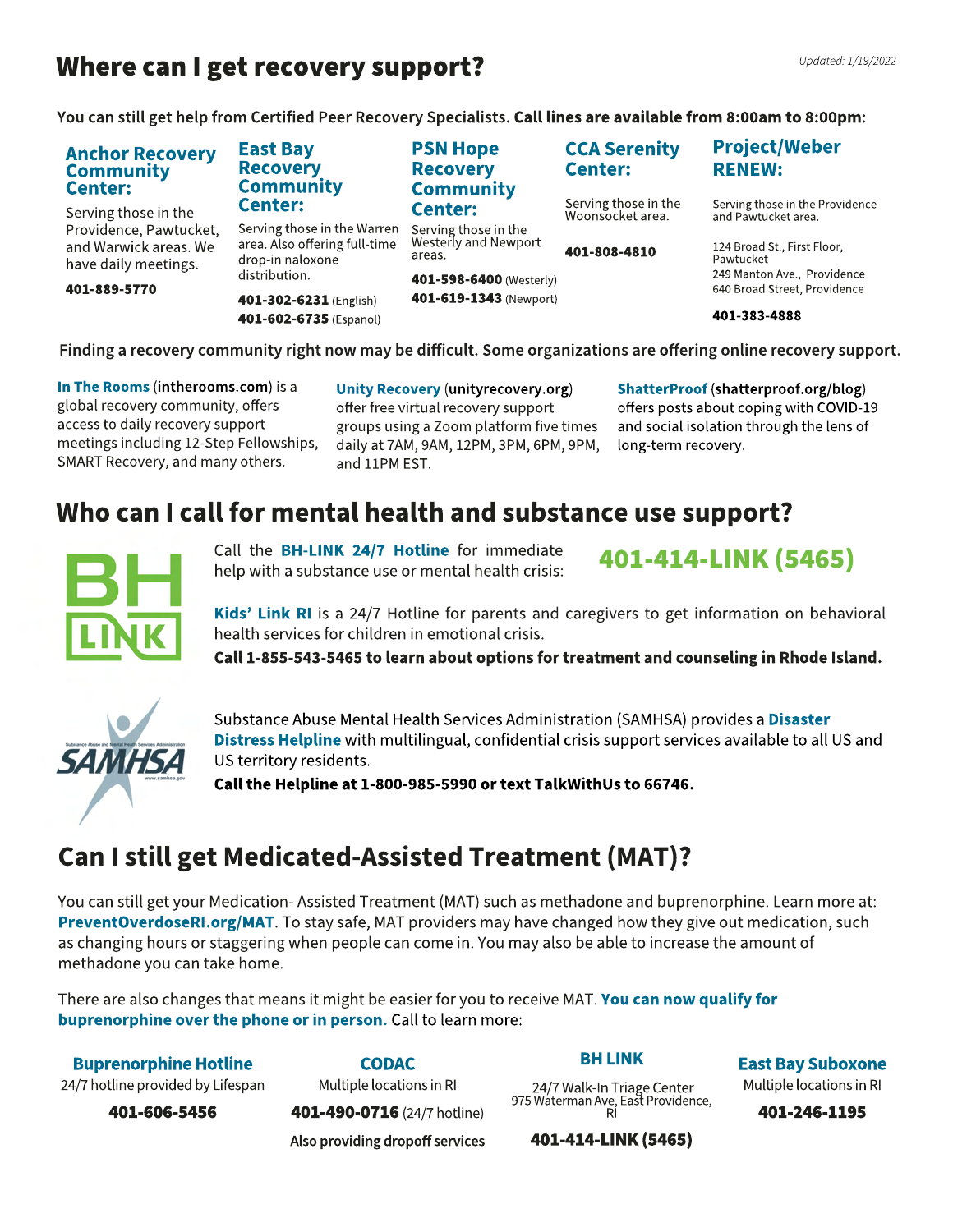# Where can I get recovery support?

*Updated: 1/19/2022*

You can still get help from Certified Peer Recovery Specialists. **Call lines are available from 8:00am to 8:00pm**:

### Anchor Recovery Community Center:

Serving those in the Providence, Pawtucket, and Warwick areas. We have daily meetings.

**401-889-5770**

### East Bay Recovery Community Center:

Serving those in the Warren area. Also offering full-time drop-in naloxone distribution.

**401-302-6231** (English)
**401-602-6735** (Espanol)

### PSN Hope Recovery Community Center:

Serving those in the Westerly and Newport areas.

**401-598-6400** (Westerly)
**401-619-1343** (Newport)

### CCA Serenity Center:

Serving those in the Woonsocket area.

**401-808-4810**

### Project/Weber RENEW:

Serving those in the Providence and Pawtucket area.

124 Broad St., First Floor, Pawtucket
249 Manton Ave., Providence
640 Broad Street, Providence

**401-383-4888**

**Finding a recovery community right now may be difficult. Some organizations are offering online recovery support.**

**In The Rooms** (**intherooms.com**) is a global recovery community, offers access to daily recovery support meetings including 12-Step Fellowships, SMART Recovery, and many others.

**Unity Recovery** (**unityrecovery.org**) offer free virtual recovery support groups using a Zoom platform five times daily at 7AM, 9AM, 12PM, 3PM, 6PM, 9PM, and 11PM EST.

**ShatterProof** (**shatterproof.org/blog**) offers posts about coping with COVID-19 and social isolation through the lens of long-term recovery.

# Who can I call for mental health and substance use support?

Call the **BH-LINK 24/7 Hotline** for immediate help with a substance use or mental health crisis: **401-414-LINK (5465)**

**Kids' Link RI** is a 24/7 Hotline for parents and caregivers to get information on behavioral health services for children in emotional crisis.
**Call 1-855-543-5465 to learn about options for treatment and counseling in Rhode Island.**

Substance Abuse Mental Health Services Administration (SAMHSA) provides a **Disaster Distress Helpline** with multilingual, confidential crisis support services available to all US and US territory residents.
**Call the Helpline at 1-800-985-5990 or text TalkWithUs to 66746.**

# Can I still get Medicated-Assisted Treatment (MAT)?

You can still get your Medication- Assisted Treatment (MAT) such as methadone and buprenorphine. Learn more at: **PreventOverdoseRI.org/MAT**. To stay safe, MAT providers may have changed how they give out medication, such as changing hours or staggering when people can come in. You may also be able to increase the amount of methadone you can take home.

There are also changes that means it might be easier for you to receive MAT. **You can now qualify for buprenorphine over the phone or in person.** Call to learn more:

### Buprenorphine Hotline

24/7 hotline provided by Lifespan

**401-606-5456**

### CODAC

Multiple locations in RI

**401-490-0716** (24/7 hotline)

Also providing dropoff services

### BH LINK

24/7 Walk-In Triage Center
975 Waterman Ave, East Providence, RI

**401-414-LINK (5465)**

### East Bay Suboxone

Multiple locations in RI

**401-246-1195**